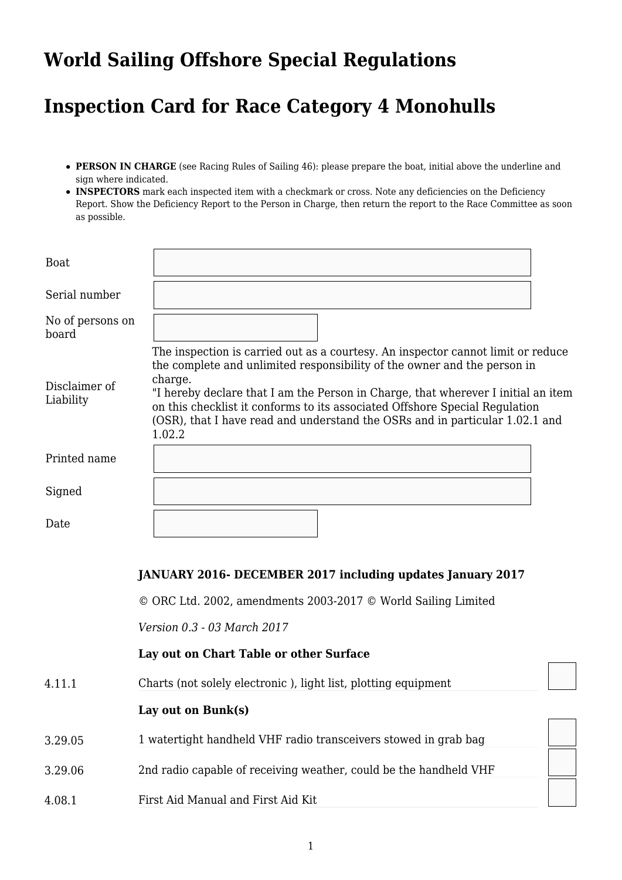# World Sailing Offshore Special Regulations

# Inspection Card for Race Category 4 Monohulls

- **PERSON IN CHARGE** (see Racing Rules of Sailing 46): please prepare the boat, initial above the underline and sign where indicated.
- **INSPECTORS** mark each inspected item with a checkmark or cross. Note any deficiencies on the Deficiency Report. Show the Deficiency Report to the Person in Charge, then return the report to the Race Committee as soon as possible.

| | |
|---|---|
| Boat | |
| Serial number | |
| No of persons on board | |
| Disclaimer of Liability | The inspection is carried out as a courtesy. An inspector cannot limit or reduce the complete and unlimited responsibility of the owner and the person in charge.<br>"I hereby declare that I am the Person in Charge, that wherever I initial an item on this checklist it conforms to its associated Offshore Special Regulation (OSR), that I have read and understand the OSRs and in particular 1.02.1 and 1.02.2 |
| Printed name | |
| Signed | |
| Date | |

**JANUARY 2016- DECEMBER 2017 including updates January 2017**

© ORC Ltd. 2002, amendments 2003-2017 © World Sailing Limited

*Version 0.3 - 03 March 2017*

**Lay out on Chart Table or other Surface**

| | | |
|---|---|---|
| 4.11.1 | Charts (not solely electronic ), light list, plotting equipment | |

**Lay out on Bunk(s)**

| | | |
|---|---|---|
| 3.29.05 | 1 watertight handheld VHF radio transceivers stowed in grab bag | |
| 3.29.06 | 2nd radio capable of receiving weather, could be the handheld VHF | |
| 4.08.1 | First Aid Manual and First Aid Kit | |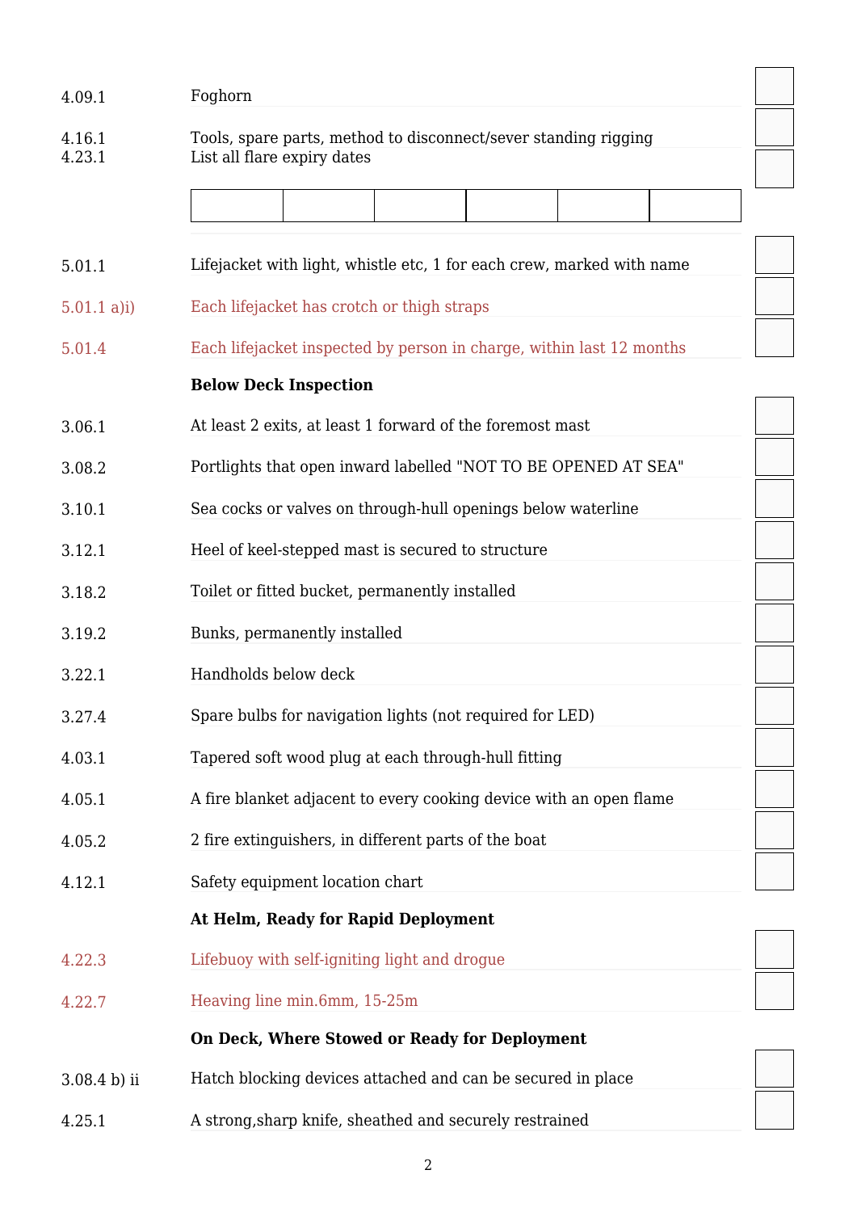| | | |
|---|---|---|
| 4.09.1 | Foghorn | ☐ |
| 4.16.1 | Tools, spare parts, method to disconnect/sever standing rigging | ☐ |
| 4.23.1 | List all flare expiry dates | ☐ |

| | | | | | |
|---|---|---|---|---|---|
| | | | | | |

| | | |
|---|---|---|
| 5.01.1 | Lifejacket with light, whistle etc, 1 for each crew, marked with name | ☐ |
| 5.01.1 a)i) | Each lifejacket has crotch or thigh straps | ☐ |
| 5.01.4 | Each lifejacket inspected by person in charge, within last 12 months | ☐ |

**Below Deck Inspection**

| | | |
|---|---|---|
| 3.06.1 | At least 2 exits, at least 1 forward of the foremost mast | ☐ |
| 3.08.2 | Portlights that open inward labelled "NOT TO BE OPENED AT SEA" | ☐ |
| 3.10.1 | Sea cocks or valves on through-hull openings below waterline | ☐ |
| 3.12.1 | Heel of keel-stepped mast is secured to structure | ☐ |
| 3.18.2 | Toilet or fitted bucket, permanently installed | ☐ |
| 3.19.2 | Bunks, permanently installed | ☐ |
| 3.22.1 | Handholds below deck | ☐ |
| 3.27.4 | Spare bulbs for navigation lights (not required for LED) | ☐ |
| 4.03.1 | Tapered soft wood plug at each through-hull fitting | ☐ |
| 4.05.1 | A fire blanket adjacent to every cooking device with an open flame | ☐ |
| 4.05.2 | 2 fire extinguishers, in different parts of the boat | ☐ |
| 4.12.1 | Safety equipment location chart | ☐ |

**At Helm, Ready for Rapid Deployment**

| | | |
|---|---|---|
| 4.22.3 | Lifebuoy with self-igniting light and drogue | ☐ |
| 4.22.7 | Heaving line min.6mm, 15-25m | ☐ |

**On Deck, Where Stowed or Ready for Deployment**

| | | |
|---|---|---|
| 3.08.4 b) ii | Hatch blocking devices attached and can be secured in place | ☐ |
| 4.25.1 | A strong,sharp knife, sheathed and securely restrained | ☐ |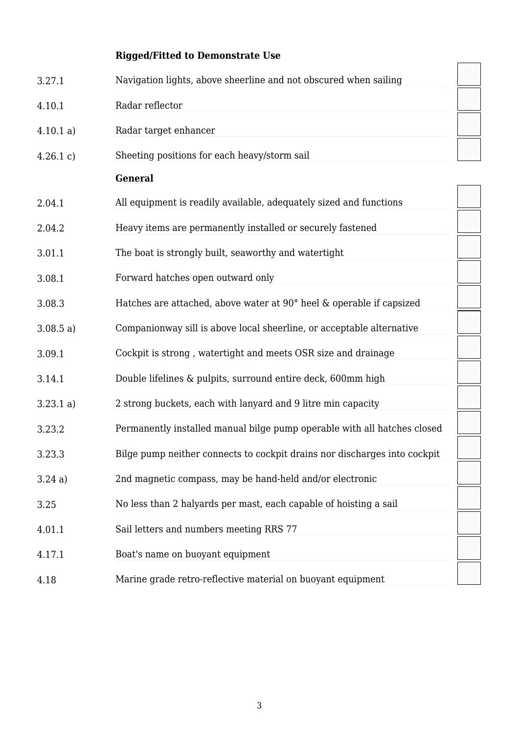| | | |
|---|---|---|
| | **Rigged/Fitted to Demonstrate Use** | |
| 3.27.1 | Navigation lights, above sheerline and not obscured when sailing | ☐ |
| 4.10.1 | Radar reflector | ☐ |
| 4.10.1 a) | Radar target enhancer | ☐ |
| 4.26.1 c) | Sheeting positions for each heavy/storm sail | ☐ |
| | **General** | |
| 2.04.1 | All equipment is readily available, adequately sized and functions | ☐ |
| 2.04.2 | Heavy items are permanently installed or securely fastened | ☐ |
| 3.01.1 | The boat is strongly built, seaworthy and watertight | ☐ |
| 3.08.1 | Forward hatches open outward only | ☐ |
| 3.08.3 | Hatches are attached, above water at 90° heel & operable if capsized | ☐ |
| 3.08.5 a) | Companionway sill is above local sheerline, or acceptable alternative | ☐ |
| 3.09.1 | Cockpit is strong , watertight and meets OSR size and drainage | ☐ |
| 3.14.1 | Double lifelines & pulpits, surround entire deck, 600mm high | ☐ |
| 3.23.1 a) | 2 strong buckets, each with lanyard and 9 litre min capacity | ☐ |
| 3.23.2 | Permanently installed manual bilge pump operable with all hatches closed | ☐ |
| 3.23.3 | Bilge pump neither connects to cockpit drains nor discharges into cockpit | ☐ |
| 3.24 a) | 2nd magnetic compass, may be hand-held and/or electronic | ☐ |
| 3.25 | No less than 2 halyards per mast, each capable of hoisting a sail | ☐ |
| 4.01.1 | Sail letters and numbers meeting RRS 77 | ☐ |
| 4.17.1 | Boat's name on buoyant equipment | ☐ |
| 4.18 | Marine grade retro-reflective material on buoyant equipment | ☐ |